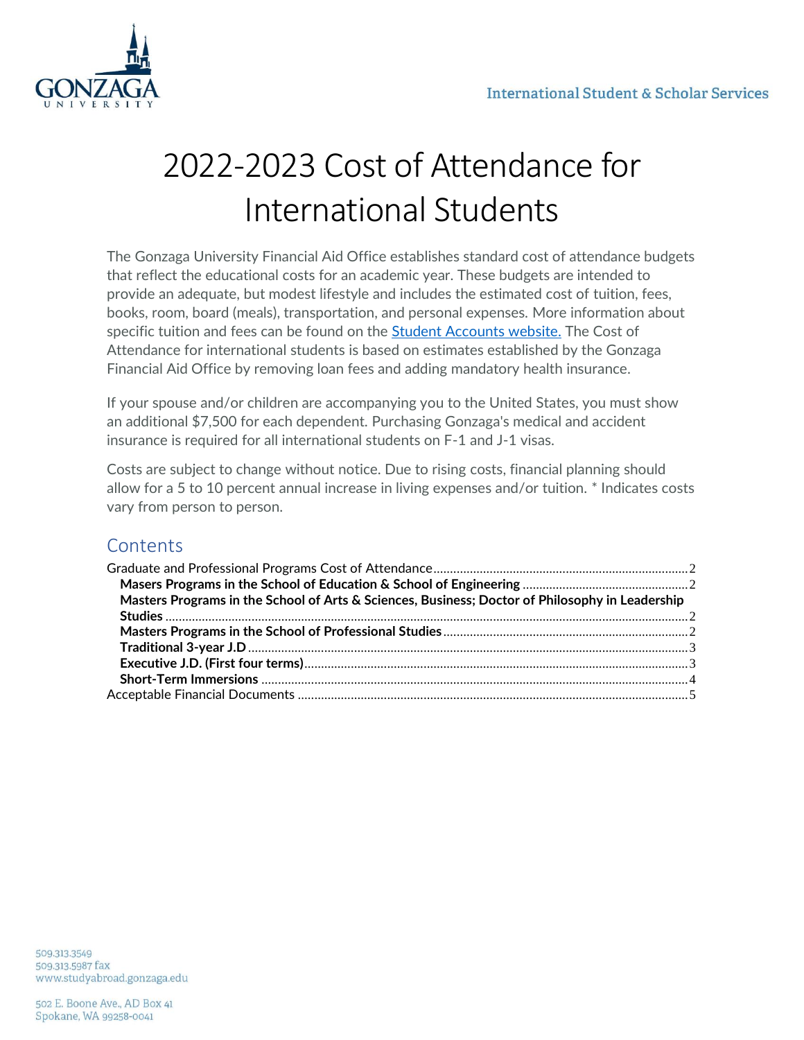International Student & Scholar Services

# 2022-2023 Cost of Attendance for International Students

The Gonzaga University Financial Aid Office establishes standard cost of attendance budgets that reflect the educational costs for an academic year. These budgets are intended to provide an adequate, but modest lifestyle and includes the estimated cost of tuition, fees, books, room, board (meals), transportation, and personal expenses. More information about specific tuition and fees can be found on the [Student Accounts website.](#) The Cost of Attendance for international students is based on estimates established by the Gonzaga Financial Aid Office by removing loan fees and adding mandatory health insurance.

If your spouse and/or children are accompanying you to the United States, you must show an additional $7,500 for each dependent. Purchasing Gonzaga's medical and accident insurance is required for all international students on F-1 and J-1 visas.

Costs are subject to change without notice. Due to rising costs, financial planning should allow for a 5 to 10 percent annual increase in living expenses and/or tuition. * Indicates costs vary from person to person.

## Contents

- Graduate and Professional Programs Cost of Attendance .......... 2
  - **Masers Programs in the School of Education & School of Engineering** .......... 2
  - **Masters Programs in the School of Arts & Sciences, Business; Doctor of Philosophy in Leadership Studies** .......... 2
  - **Masters Programs in the School of Professional Studies** .......... 2
  - **Traditional 3-year J.D** .......... 3
  - **Executive J.D. (First four terms)** .......... 3
  - **Short-Term Immersions** .......... 4
- Acceptable Financial Documents .......... 5

509.313.3549
509.313.5987 fax
www.studyabroad.gonzaga.edu

502 E. Boone Ave., AD Box 41
Spokane, WA 99258-0041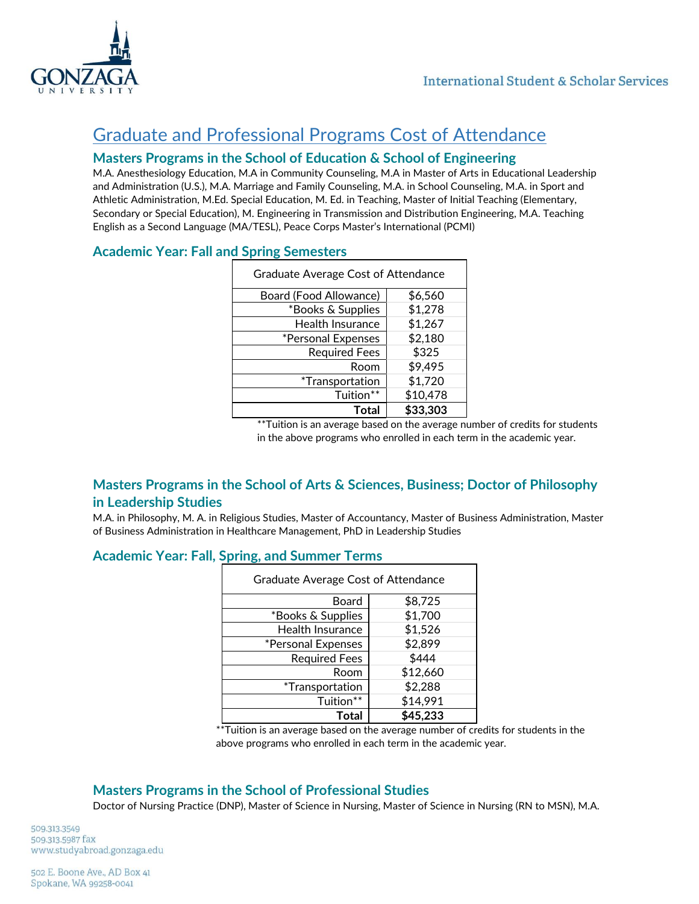# Graduate and Professional Programs Cost of Attendance

## Masters Programs in the School of Education & School of Engineering

M.A. Anesthesiology Education, M.A in Community Counseling, M.A in Master of Arts in Educational Leadership and Administration (U.S.), M.A. Marriage and Family Counseling, M.A. in School Counseling, M.A. in Sport and Athletic Administration, M.Ed. Special Education, M. Ed. in Teaching, Master of Initial Teaching (Elementary, Secondary or Special Education), M. Engineering in Transmission and Distribution Engineering, M.A. Teaching English as a Second Language (MA/TESL), Peace Corps Master's International (PCMI)

### Academic Year: Fall and Spring Semesters

| Graduate Average Cost of Attendance | |
|---|---|
| Board (Food Allowance) | $6,560 |
| *Books & Supplies | $1,278 |
| Health Insurance | $1,267 |
| *Personal Expenses | $2,180 |
| Required Fees | $325 |
| Room | $9,495 |
| *Transportation | $1,720 |
| Tuition** | $10,478 |
| **Total** | **$33,303** |

**Tuition is an average based on the average number of credits for students in the above programs who enrolled in each term in the academic year.

## Masters Programs in the School of Arts & Sciences, Business; Doctor of Philosophy in Leadership Studies

M.A. in Philosophy, M. A. in Religious Studies, Master of Accountancy, Master of Business Administration, Master of Business Administration in Healthcare Management, PhD in Leadership Studies

### Academic Year: Fall, Spring, and Summer Terms

| Graduate Average Cost of Attendance | |
|---|---|
| Board | $8,725 |
| *Books & Supplies | $1,700 |
| Health Insurance | $1,526 |
| *Personal Expenses | $2,899 |
| Required Fees | $444 |
| Room | $12,660 |
| *Transportation | $2,288 |
| Tuition** | $14,991 |
| **Total** | **$45,233** |

**Tuition is an average based on the average number of credits for students in the above programs who enrolled in each term in the academic year.

## Masters Programs in the School of Professional Studies

Doctor of Nursing Practice (DNP), Master of Science in Nursing, Master of Science in Nursing (RN to MSN), M.A.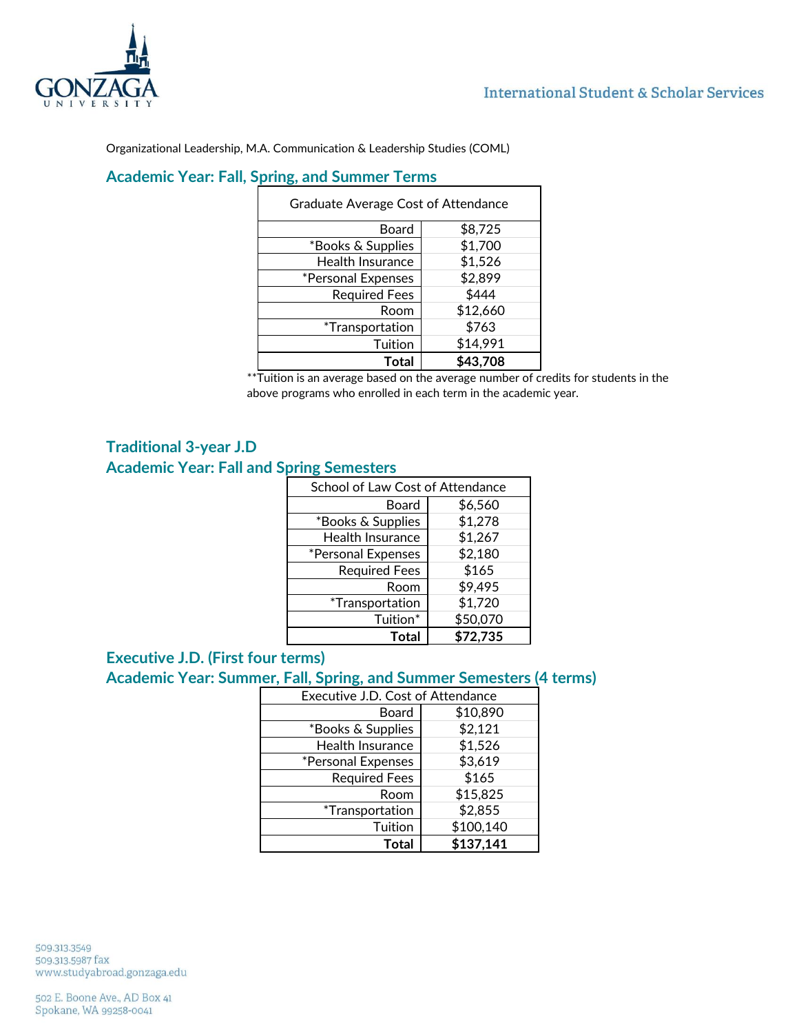Organizational Leadership, M.A. Communication & Leadership Studies (COML)

## Academic Year: Fall, Spring, and Summer Terms

| Graduate Average Cost of Attendance | |
|---|---|
| Board | $8,725 |
| *Books & Supplies | $1,700 |
| Health Insurance | $1,526 |
| *Personal Expenses | $2,899 |
| Required Fees | $444 |
| Room | $12,660 |
| *Transportation | $763 |
| Tuition | $14,991 |
| **Total** | **$43,708** |

**Tuition is an average based on the average number of credits for students in the above programs who enrolled in each term in the academic year.

## Traditional 3-year J.D
## Academic Year: Fall and Spring Semesters

| School of Law Cost of Attendance | |
|---|---|
| Board | $6,560 |
| *Books & Supplies | $1,278 |
| Health Insurance | $1,267 |
| *Personal Expenses | $2,180 |
| Required Fees | $165 |
| Room | $9,495 |
| *Transportation | $1,720 |
| Tuition* | $50,070 |
| **Total** | **$72,735** |

## Executive J.D. (First four terms)
## Academic Year: Summer, Fall, Spring, and Summer Semesters (4 terms)

| Executive J.D. Cost of Attendance | |
|---|---|
| Board | $10,890 |
| *Books & Supplies | $2,121 |
| Health Insurance | $1,526 |
| *Personal Expenses | $3,619 |
| Required Fees | $165 |
| Room | $15,825 |
| *Transportation | $2,855 |
| Tuition | $100,140 |
| **Total** | **$137,141** |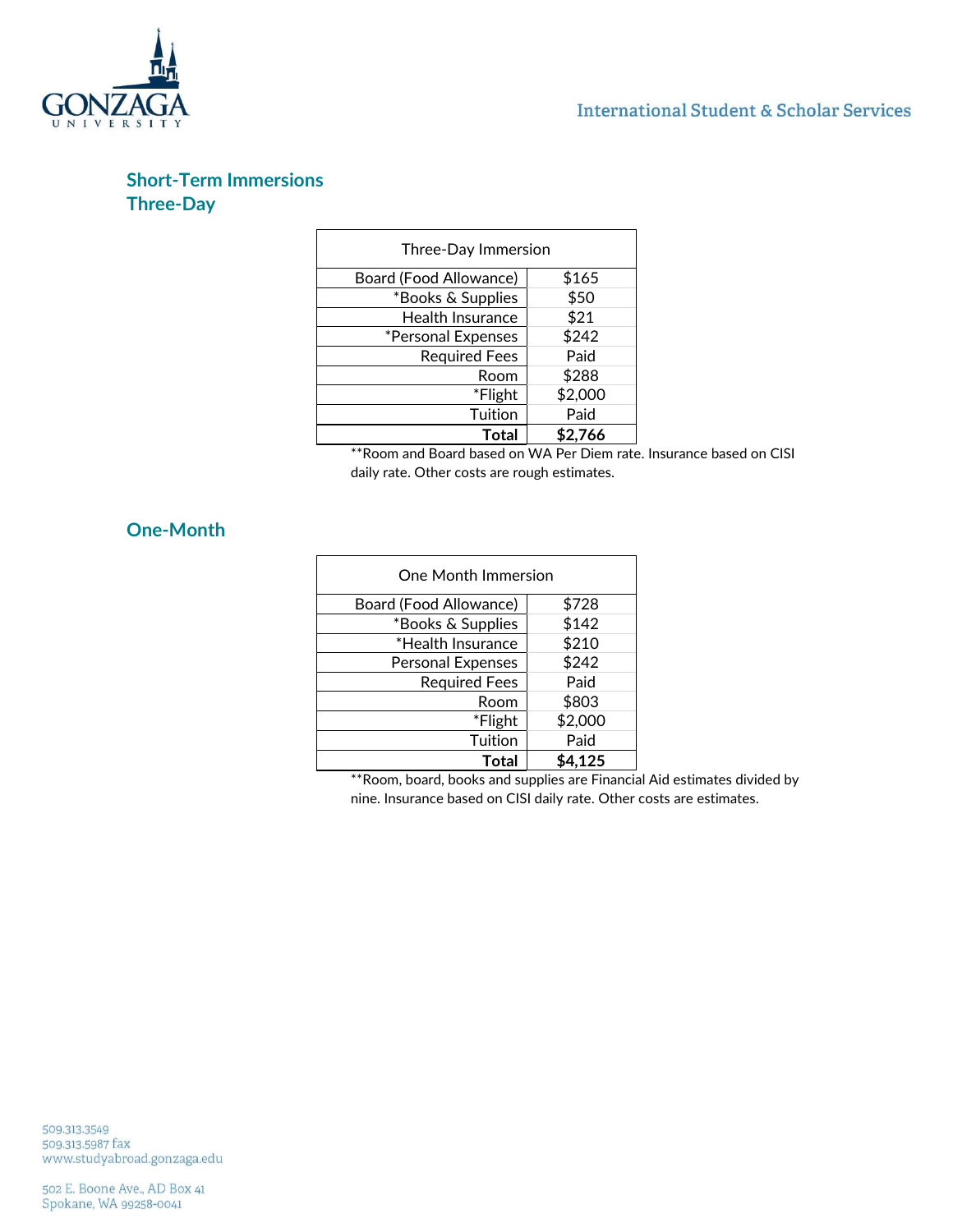## Short-Term Immersions

### Three-Day

| Three-Day Immersion | |
|---:|:---:|
| Board (Food Allowance) | $165 |
| *Books & Supplies | $50 |
| Health Insurance | $21 |
| *Personal Expenses | $242 |
| Required Fees | Paid |
| Room | $288 |
| *Flight | $2,000 |
| Tuition | Paid |
| **Total** | **$2,766** |

**Room and Board based on WA Per Diem rate. Insurance based on CISI daily rate. Other costs are rough estimates.

### One-Month

| One Month Immersion | |
|---:|:---:|
| Board (Food Allowance) | $728 |
| *Books & Supplies | $142 |
| *Health Insurance | $210 |
| Personal Expenses | $242 |
| Required Fees | Paid |
| Room | $803 |
| *Flight | $2,000 |
| Tuition | Paid |
| **Total** | **$4,125** |

**Room, board, books and supplies are Financial Aid estimates divided by nine. Insurance based on CISI daily rate. Other costs are estimates.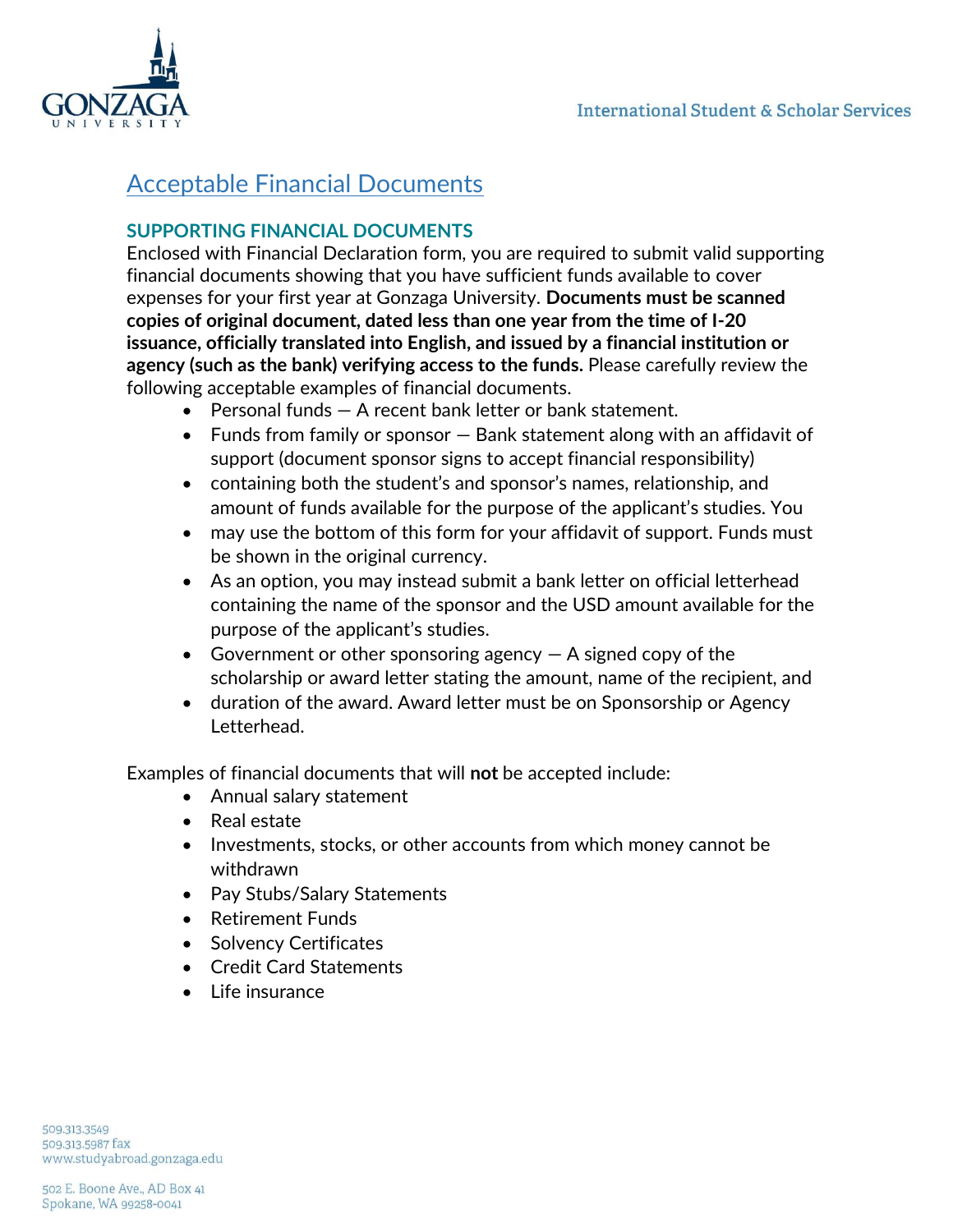International Student & Scholar Services

# Acceptable Financial Documents

### SUPPORTING FINANCIAL DOCUMENTS

Enclosed with Financial Declaration form, you are required to submit valid supporting financial documents showing that you have sufficient funds available to cover expenses for your first year at Gonzaga University. **Documents must be scanned copies of original document, dated less than one year from the time of I-20 issuance, officially translated into English, and issued by a financial institution or agency (such as the bank) verifying access to the funds.** Please carefully review the following acceptable examples of financial documents.

- Personal funds — A recent bank letter or bank statement.
- Funds from family or sponsor — Bank statement along with an affidavit of support (document sponsor signs to accept financial responsibility)
- containing both the student's and sponsor's names, relationship, and amount of funds available for the purpose of the applicant's studies. You
- may use the bottom of this form for your affidavit of support. Funds must be shown in the original currency.
- As an option, you may instead submit a bank letter on official letterhead containing the name of the sponsor and the USD amount available for the purpose of the applicant's studies.
- Government or other sponsoring agency — A signed copy of the scholarship or award letter stating the amount, name of the recipient, and
- duration of the award. Award letter must be on Sponsorship or Agency Letterhead.

Examples of financial documents that will **not** be accepted include:

- Annual salary statement
- Real estate
- Investments, stocks, or other accounts from which money cannot be withdrawn
- Pay Stubs/Salary Statements
- Retirement Funds
- Solvency Certificates
- Credit Card Statements
- Life insurance

509.313.3549
509.313.5987 fax
www.studyabroad.gonzaga.edu

502 E. Boone Ave., AD Box 41
Spokane, WA 99258-0041